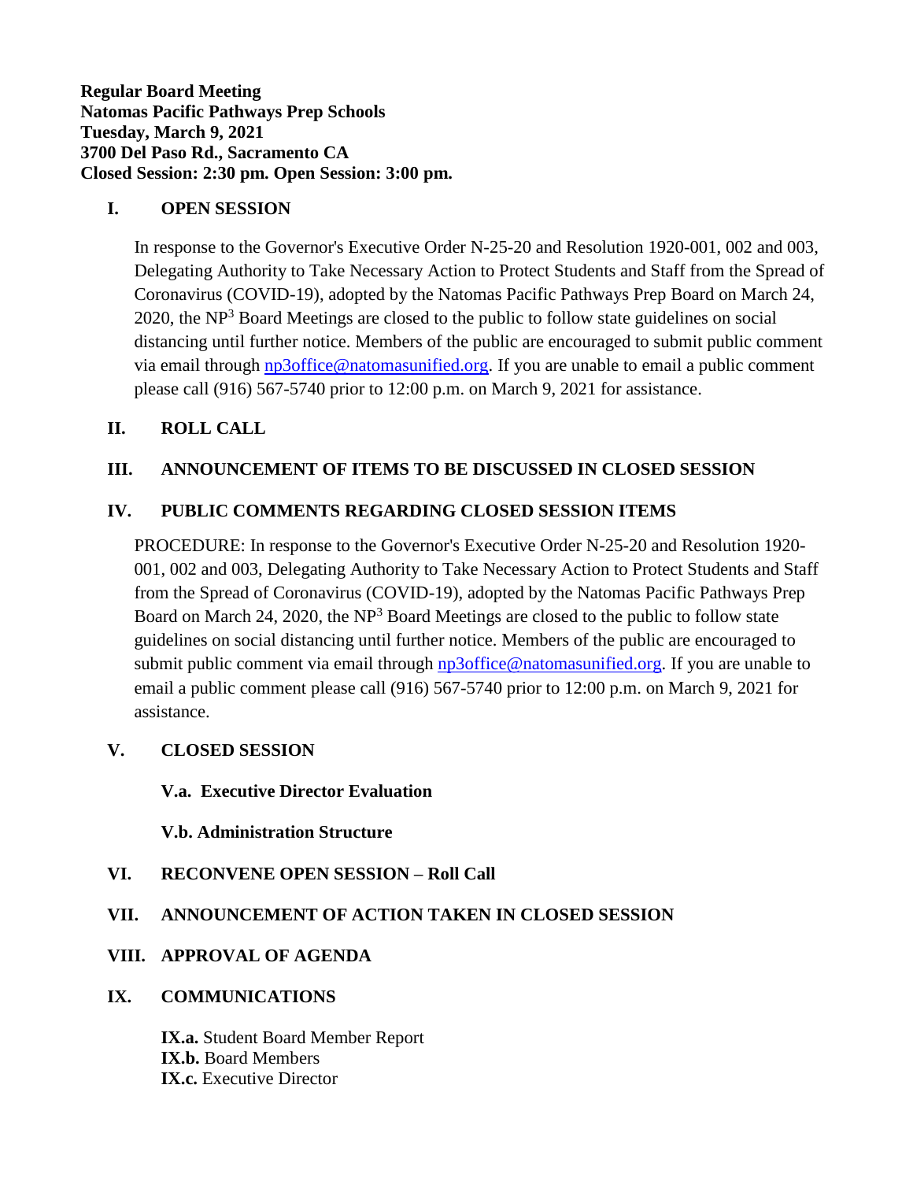**Regular Board Meeting**
**Natomas Pacific Pathways Prep Schools**
**Tuesday, March 9, 2021**
**3700 Del Paso Rd., Sacramento CA**
**Closed Session: 2:30 pm. Open Session: 3:00 pm.**

## I. OPEN SESSION

In response to the Governor's Executive Order N-25-20 and Resolution 1920-001, 002 and 003, Delegating Authority to Take Necessary Action to Protect Students and Staff from the Spread of Coronavirus (COVID-19), adopted by the Natomas Pacific Pathways Prep Board on March 24, 2020, the NP$^3$ Board Meetings are closed to the public to follow state guidelines on social distancing until further notice. Members of the public are encouraged to submit public comment via email through np3office@natomasunified.org. If you are unable to email a public comment please call (916) 567-5740 prior to 12:00 p.m. on March 9, 2021 for assistance.

## II. ROLL CALL

## III. ANNOUNCEMENT OF ITEMS TO BE DISCUSSED IN CLOSED SESSION

## IV. PUBLIC COMMENTS REGARDING CLOSED SESSION ITEMS

PROCEDURE: In response to the Governor's Executive Order N-25-20 and Resolution 1920-001, 002 and 003, Delegating Authority to Take Necessary Action to Protect Students and Staff from the Spread of Coronavirus (COVID-19), adopted by the Natomas Pacific Pathways Prep Board on March 24, 2020, the NP$^3$ Board Meetings are closed to the public to follow state guidelines on social distancing until further notice. Members of the public are encouraged to submit public comment via email through np3office@natomasunified.org. If you are unable to email a public comment please call (916) 567-5740 prior to 12:00 p.m. on March 9, 2021 for assistance.

## V. CLOSED SESSION

**V.a. Executive Director Evaluation**

**V.b. Administration Structure**

## VI. RECONVENE OPEN SESSION – Roll Call

## VII. ANNOUNCEMENT OF ACTION TAKEN IN CLOSED SESSION

## VIII. APPROVAL OF AGENDA

## IX. COMMUNICATIONS

**IX.a.** Student Board Member Report
**IX.b.** Board Members
**IX.c.** Executive Director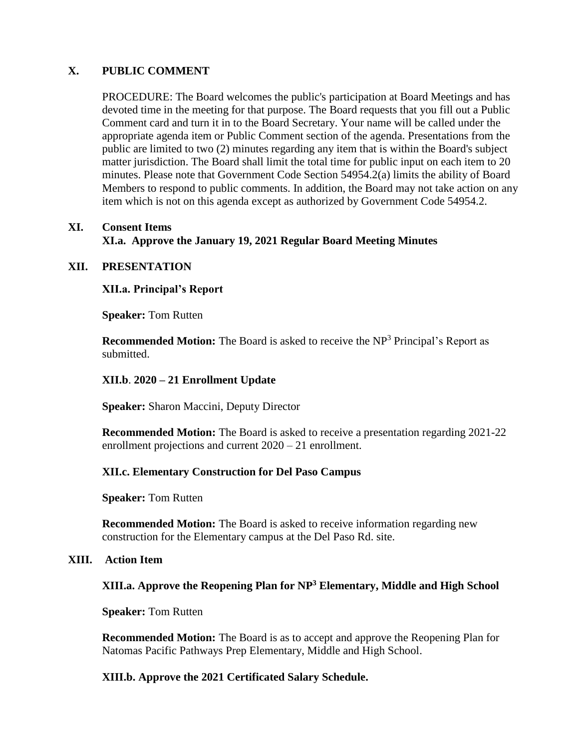## X. PUBLIC COMMENT

PROCEDURE: The Board welcomes the public's participation at Board Meetings and has devoted time in the meeting for that purpose. The Board requests that you fill out a Public Comment card and turn it in to the Board Secretary. Your name will be called under the appropriate agenda item or Public Comment section of the agenda. Presentations from the public are limited to two (2) minutes regarding any item that is within the Board's subject matter jurisdiction. The Board shall limit the total time for public input on each item to 20 minutes. Please note that Government Code Section 54954.2(a) limits the ability of Board Members to respond to public comments. In addition, the Board may not take action on any item which is not on this agenda except as authorized by Government Code 54954.2.

## XI. Consent Items

**XI.a. Approve the January 19, 2021 Regular Board Meeting Minutes**

## XII. PRESENTATION

**XII.a. Principal's Report**

**Speaker:** Tom Rutten

**Recommended Motion:** The Board is asked to receive the NP$^3$ Principal's Report as submitted.

**XII.b. 2020 – 21 Enrollment Update**

**Speaker:** Sharon Maccini, Deputy Director

**Recommended Motion:** The Board is asked to receive a presentation regarding 2021-22 enrollment projections and current 2020 – 21 enrollment.

**XII.c. Elementary Construction for Del Paso Campus**

**Speaker:** Tom Rutten

**Recommended Motion:** The Board is asked to receive information regarding new construction for the Elementary campus at the Del Paso Rd. site.

## XIII. Action Item

**XIII.a. Approve the Reopening Plan for NP$^3$ Elementary, Middle and High School**

**Speaker:** Tom Rutten

**Recommended Motion:** The Board is as to accept and approve the Reopening Plan for Natomas Pacific Pathways Prep Elementary, Middle and High School.

**XIII.b. Approve the 2021 Certificated Salary Schedule.**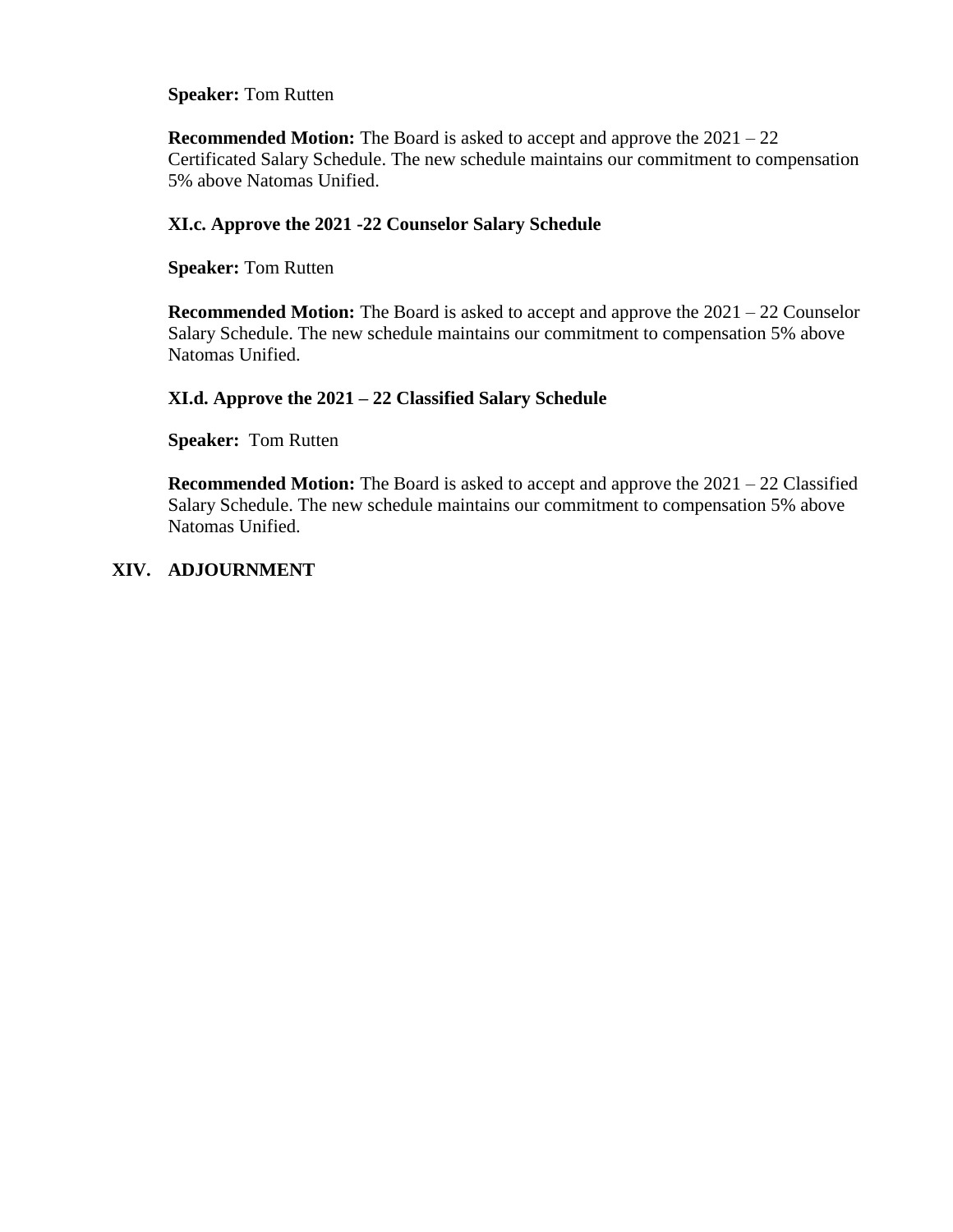**Speaker:** Tom Rutten

**Recommended Motion:** The Board is asked to accept and approve the 2021 – 22 Certificated Salary Schedule. The new schedule maintains our commitment to compensation 5% above Natomas Unified.

**XI.c. Approve the 2021 -22 Counselor Salary Schedule**

**Speaker:** Tom Rutten

**Recommended Motion:** The Board is asked to accept and approve the 2021 – 22 Counselor Salary Schedule. The new schedule maintains our commitment to compensation 5% above Natomas Unified.

**XI.d. Approve the 2021 – 22 Classified Salary Schedule**

**Speaker:** Tom Rutten

**Recommended Motion:** The Board is asked to accept and approve the 2021 – 22 Classified Salary Schedule. The new schedule maintains our commitment to compensation 5% above Natomas Unified.

**XIV. ADJOURNMENT**